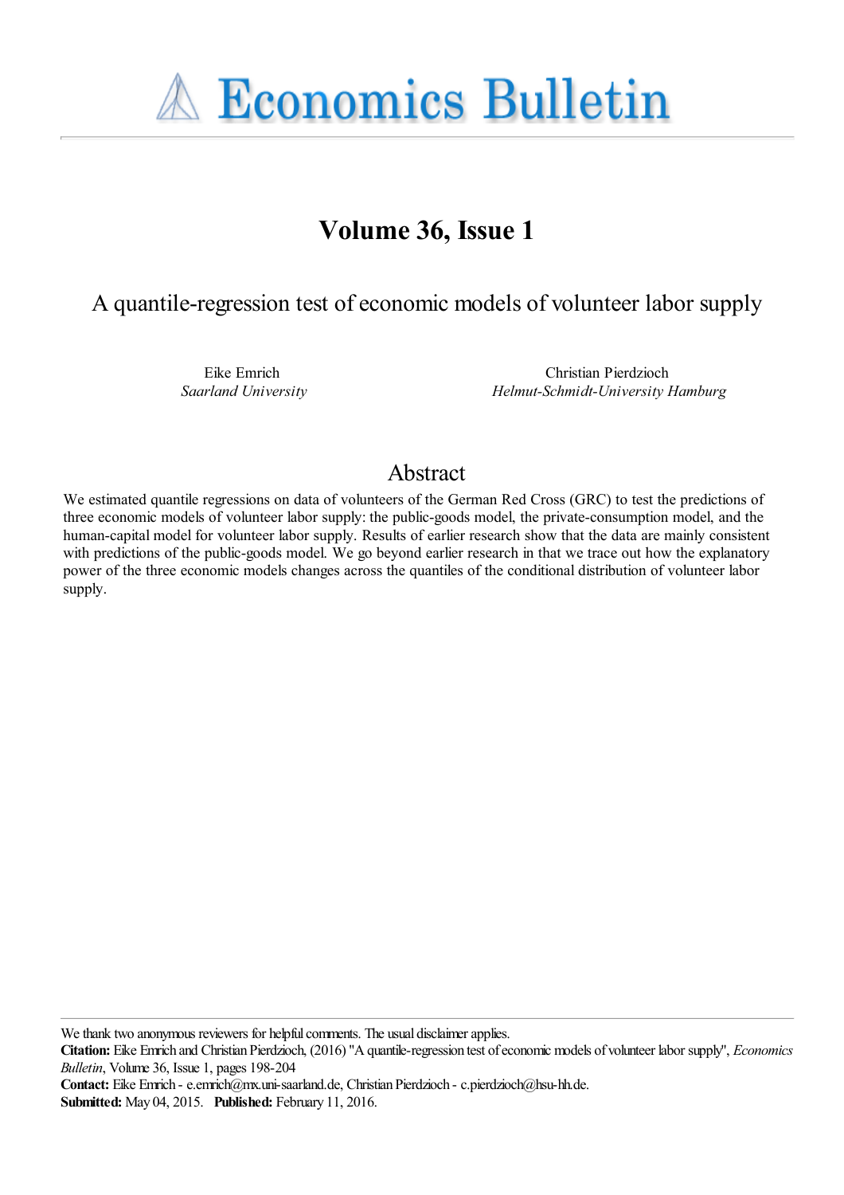# Economics Bulletin

## Volume 36, Issue 1

### A quantile-regression test of economic models of volunteer labor supply

Eike Emrich
*Saarland University*

Christian Pierdzioch
*Helmut-Schmidt-University Hamburg*

## Abstract

We estimated quantile regressions on data of volunteers of the German Red Cross (GRC) to test the predictions of three economic models of volunteer labor supply: the public-goods model, the private-consumption model, and the human-capital model for volunteer labor supply. Results of earlier research show that the data are mainly consistent with predictions of the public-goods model. We go beyond earlier research in that we trace out how the explanatory power of the three economic models changes across the quantiles of the conditional distribution of volunteer labor supply.

---

We thank two anonymous reviewers for helpful comments. The usual disclaimer applies.

**Citation:** Eike Emrich and Christian Pierdzioch, (2016) "A quantile-regression test of economic models of volunteer labor supply", *Economics Bulletin*, Volume 36, Issue 1, pages 198-204

**Contact:** Eike Emrich - e.emrich@mx.uni-saarland.de, Christian Pierdzioch - c.pierdzioch@hsu-hh.de.

**Submitted:** May 04, 2015. **Published:** February 11, 2016.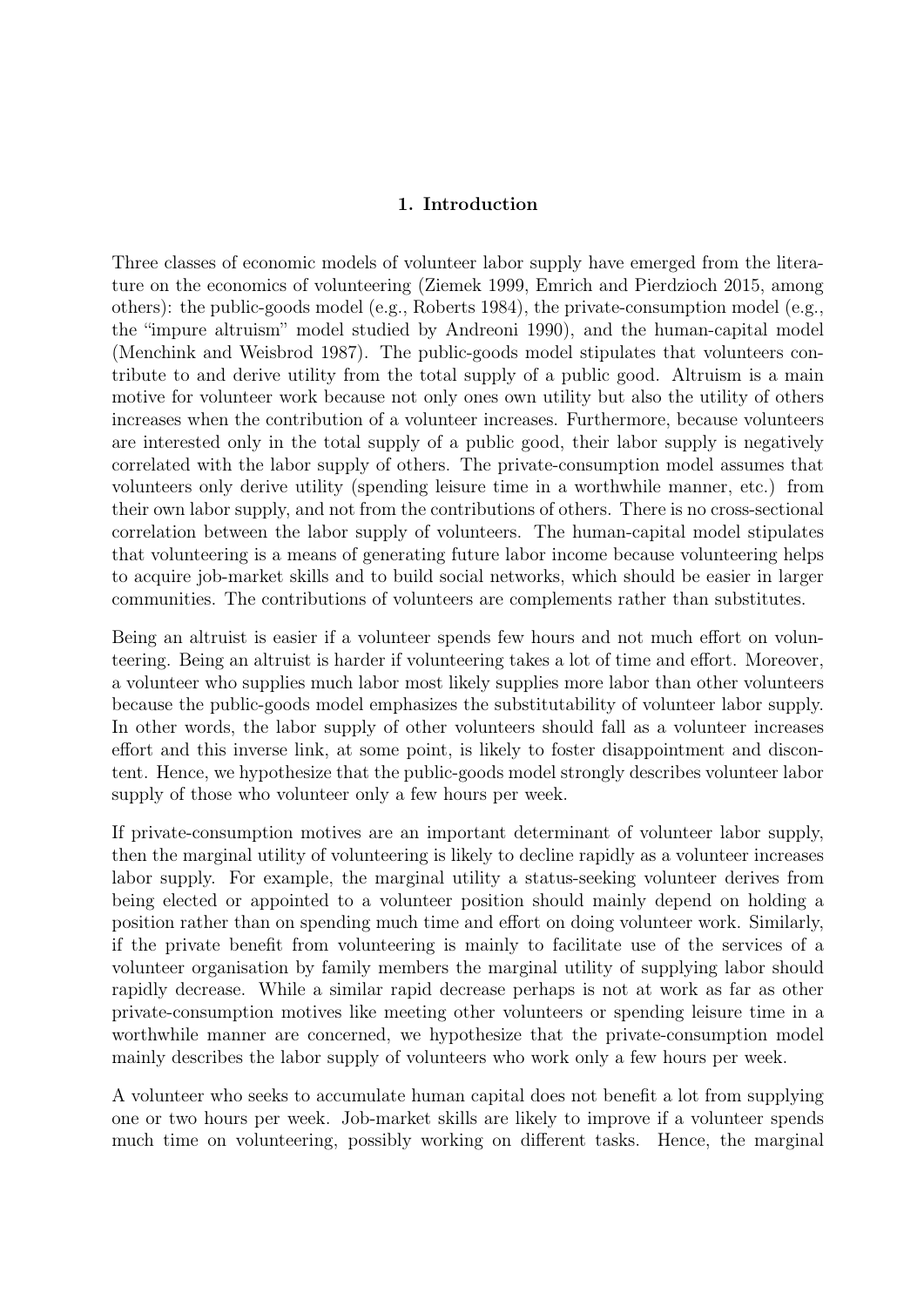## 1. Introduction

Three classes of economic models of volunteer labor supply have emerged from the literature on the economics of volunteering (Ziemek 1999, Emrich and Pierdzioch 2015, among others): the public-goods model (e.g., Roberts 1984), the private-consumption model (e.g., the "impure altruism" model studied by Andreoni 1990), and the human-capital model (Menchink and Weisbrod 1987). The public-goods model stipulates that volunteers contribute to and derive utility from the total supply of a public good. Altruism is a main motive for volunteer work because not only ones own utility but also the utility of others increases when the contribution of a volunteer increases. Furthermore, because volunteers are interested only in the total supply of a public good, their labor supply is negatively correlated with the labor supply of others. The private-consumption model assumes that volunteers only derive utility (spending leisure time in a worthwhile manner, etc.) from their own labor supply, and not from the contributions of others. There is no cross-sectional correlation between the labor supply of volunteers. The human-capital model stipulates that volunteering is a means of generating future labor income because volunteering helps to acquire job-market skills and to build social networks, which should be easier in larger communities. The contributions of volunteers are complements rather than substitutes.

Being an altruist is easier if a volunteer spends few hours and not much effort on volunteering. Being an altruist is harder if volunteering takes a lot of time and effort. Moreover, a volunteer who supplies much labor most likely supplies more labor than other volunteers because the public-goods model emphasizes the substitutability of volunteer labor supply. In other words, the labor supply of other volunteers should fall as a volunteer increases effort and this inverse link, at some point, is likely to foster disappointment and discontent. Hence, we hypothesize that the public-goods model strongly describes volunteer labor supply of those who volunteer only a few hours per week.

If private-consumption motives are an important determinant of volunteer labor supply, then the marginal utility of volunteering is likely to decline rapidly as a volunteer increases labor supply. For example, the marginal utility a status-seeking volunteer derives from being elected or appointed to a volunteer position should mainly depend on holding a position rather than on spending much time and effort on doing volunteer work. Similarly, if the private benefit from volunteering is mainly to facilitate use of the services of a volunteer organisation by family members the marginal utility of supplying labor should rapidly decrease. While a similar rapid decrease perhaps is not at work as far as other private-consumption motives like meeting other volunteers or spending leisure time in a worthwhile manner are concerned, we hypothesize that the private-consumption model mainly describes the labor supply of volunteers who work only a few hours per week.

A volunteer who seeks to accumulate human capital does not benefit a lot from supplying one or two hours per week. Job-market skills are likely to improve if a volunteer spends much time on volunteering, possibly working on different tasks. Hence, the marginal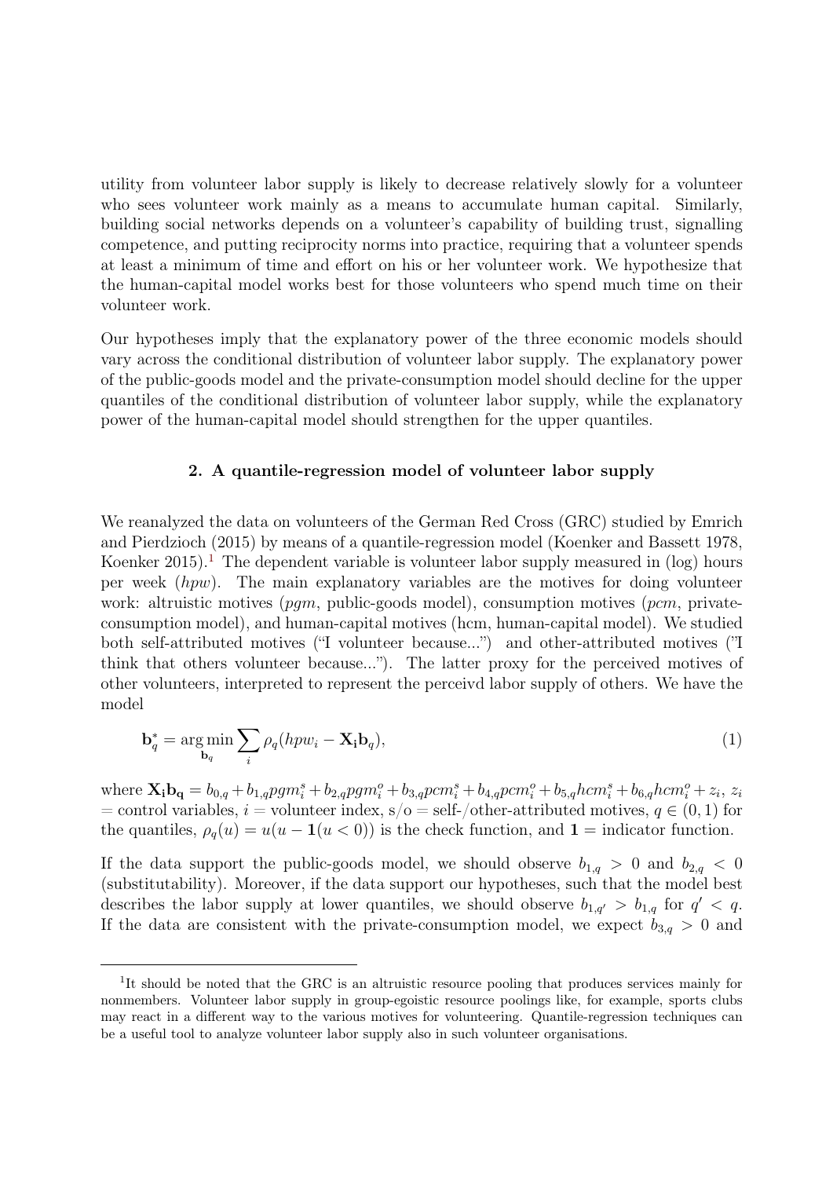utility from volunteer labor supply is likely to decrease relatively slowly for a volunteer who sees volunteer work mainly as a means to accumulate human capital. Similarly, building social networks depends on a volunteer's capability of building trust, signalling competence, and putting reciprocity norms into practice, requiring that a volunteer spends at least a minimum of time and effort on his or her volunteer work. We hypothesize that the human-capital model works best for those volunteers who spend much time on their volunteer work.

Our hypotheses imply that the explanatory power of the three economic models should vary across the conditional distribution of volunteer labor supply. The explanatory power of the public-goods model and the private-consumption model should decline for the upper quantiles of the conditional distribution of volunteer labor supply, while the explanatory power of the human-capital model should strengthen for the upper quantiles.

## 2. A quantile-regression model of volunteer labor supply

We reanalyzed the data on volunteers of the German Red Cross (GRC) studied by Emrich and Pierdzioch (2015) by means of a quantile-regression model (Koenker and Bassett 1978, Koenker 2015).[1] The dependent variable is volunteer labor supply measured in (log) hours per week (*hpw*). The main explanatory variables are the motives for doing volunteer work: altruistic motives (*pgm*, public-goods model), consumption motives (*pcm*, private-consumption model), and human-capital motives (hcm, human-capital model). We studied both self-attributed motives ("I volunteer because...") and other-attributed motives ("I think that others volunteer because..."). The latter proxy for the perceived motives of other volunteers, interpreted to represent the perceivd labor supply of others. We have the model

$$\mathbf{b}_q^* = \underset{\mathbf{b}_q}{\arg\min} \sum_i \rho_q(hpw_i - \mathbf{X_i b}_q), \tag{1}$$

where $\mathbf{X_i b_q} = b_{0,q} + b_{1,q} pgm_i^s + b_{2,q} pgm_i^o + b_{3,q} pcm_i^s + b_{4,q} pcm_i^o + b_{5,q} hcm_i^s + b_{6,q} hcm_i^o + z_i$, $z_i$ = control variables, $i$ = volunteer index, s/o = self-/other-attributed motives, $q \in (0, 1)$ for the quantiles, $\rho_q(u) = u(u - \mathbf{1}(u < 0))$ is the check function, and $\mathbf{1}$ = indicator function.

If the data support the public-goods model, we should observe $b_{1,q} > 0$ and $b_{2,q} < 0$ (substitutability). Moreover, if the data support our hypotheses, such that the model best describes the labor supply at lower quantiles, we should observe $b_{1,q'} > b_{1,q}$ for $q' < q$. If the data are consistent with the private-consumption model, we expect $b_{3,q} > 0$ and

[1] It should be noted that the GRC is an altruistic resource pooling that produces services mainly for nonmembers. Volunteer labor supply in group-egoistic resource poolings like, for example, sports clubs may react in a different way to the various motives for volunteering. Quantile-regression techniques can be a useful tool to analyze volunteer labor supply also in such volunteer organisations.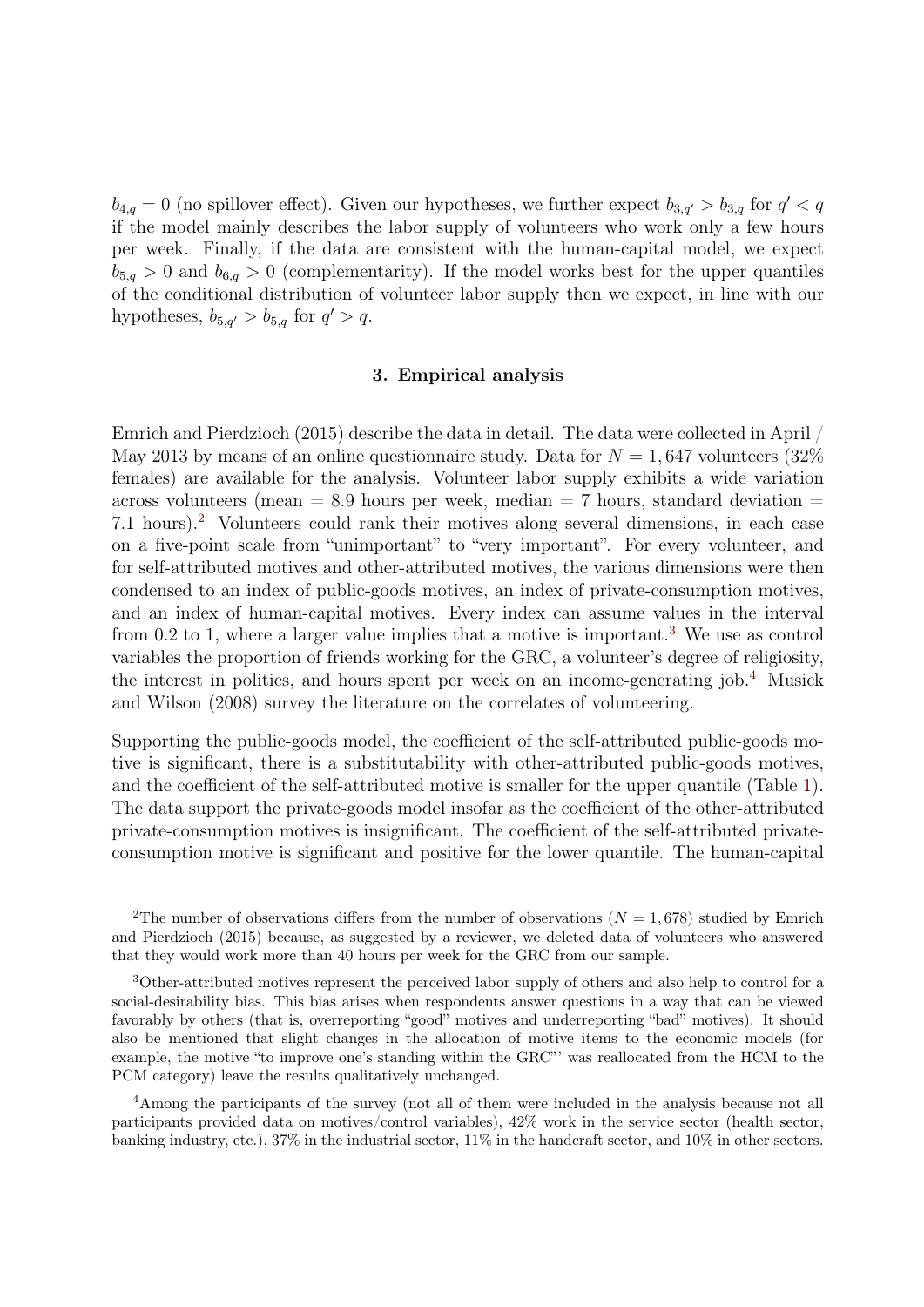$b_{4,q} = 0$ (no spillover effect). Given our hypotheses, we further expect $b_{3,q'} > b_{3,q}$ for $q' < q$ if the model mainly describes the labor supply of volunteers who work only a few hours per week. Finally, if the data are consistent with the human-capital model, we expect $b_{5,q} > 0$ and $b_{6,q} > 0$ (complementarity). If the model works best for the upper quantiles of the conditional distribution of volunteer labor supply then we expect, in line with our hypotheses, $b_{5,q'} > b_{5,q}$ for $q' > q$.

## 3. Empirical analysis

Emrich and Pierdzioch (2015) describe the data in detail. The data were collected in April / May 2013 by means of an online questionnaire study. Data for $N = 1,647$ volunteers (32% females) are available for the analysis. Volunteer labor supply exhibits a wide variation across volunteers (mean = 8.9 hours per week, median = 7 hours, standard deviation = 7.1 hours).[2] Volunteers could rank their motives along several dimensions, in each case on a five-point scale from "unimportant" to "very important". For every volunteer, and for self-attributed motives and other-attributed motives, the various dimensions were then condensed to an index of public-goods motives, an index of private-consumption motives, and an index of human-capital motives. Every index can assume values in the interval from 0.2 to 1, where a larger value implies that a motive is important.[3] We use as control variables the proportion of friends working for the GRC, a volunteer's degree of religiosity, the interest in politics, and hours spent per week on an income-generating job.[4] Musick and Wilson (2008) survey the literature on the correlates of volunteering.

Supporting the public-goods model, the coefficient of the self-attributed public-goods motive is significant, there is a substitutability with other-attributed public-goods motives, and the coefficient of the self-attributed motive is smaller for the upper quantile (Table 1). The data support the private-goods model insofar as the coefficient of the other-attributed private-consumption motives is insignificant. The coefficient of the self-attributed private-consumption motive is significant and positive for the lower quantile. The human-capital

---

[2] The number of observations differs from the number of observations ($N = 1,678$) studied by Emrich and Pierdzioch (2015) because, as suggested by a reviewer, we deleted data of volunteers who answered that they would work more than 40 hours per week for the GRC from our sample.

[3] Other-attributed motives represent the perceived labor supply of others and also help to control for a social-desirability bias. This bias arises when respondents answer questions in a way that can be viewed favorably by others (that is, overreporting "good" motives and underreporting "bad" motives). It should also be mentioned that slight changes in the allocation of motive items to the economic models (for example, the motive "to improve one's standing within the GRC"' was reallocated from the HCM to the PCM category) leave the results qualitatively unchanged.

[4] Among the participants of the survey (not all of them were included in the analysis because not all participants provided data on motives/control variables), 42% work in the service sector (health sector, banking industry, etc.), 37% in the industrial sector, 11% in the handcraft sector, and 10% in other sectors.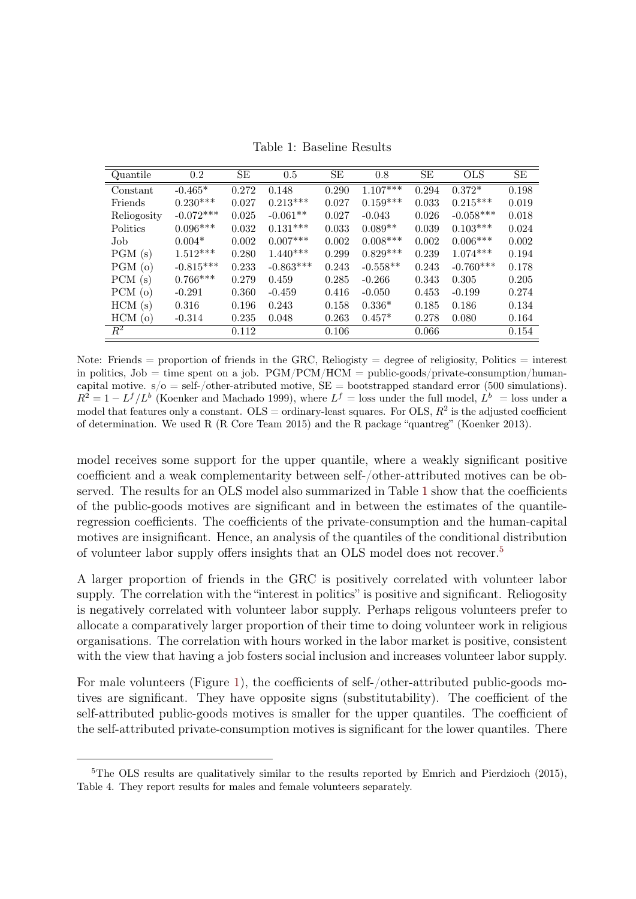Table 1: Baseline Results

| Quantile | 0.2 | SE | 0.5 | SE | 0.8 | SE | OLS | SE |
|---|---|---|---|---|---|---|---|---|
| Constant | -0.465* | 0.272 | 0.148 | 0.290 | 1.107*** | 0.294 | 0.372* | 0.198 |
| Friends | 0.230*** | 0.027 | 0.213*** | 0.027 | 0.159*** | 0.033 | 0.215*** | 0.019 |
| Reliogosity | -0.072*** | 0.025 | -0.061** | 0.027 | -0.043 | 0.026 | -0.058*** | 0.018 |
| Politics | 0.096*** | 0.032 | 0.131*** | 0.033 | 0.089** | 0.039 | 0.103*** | 0.024 |
| Job | 0.004* | 0.002 | 0.007*** | 0.002 | 0.008*** | 0.002 | 0.006*** | 0.002 |
| PGM (s) | 1.512*** | 0.280 | 1.440*** | 0.299 | 0.829*** | 0.239 | 1.074*** | 0.194 |
| PGM (o) | -0.815*** | 0.233 | -0.863*** | 0.243 | -0.558** | 0.243 | -0.760*** | 0.178 |
| PCM (s) | 0.766*** | 0.279 | 0.459 | 0.285 | -0.266 | 0.343 | 0.305 | 0.205 |
| PCM (o) | -0.291 | 0.360 | -0.459 | 0.416 | -0.050 | 0.453 | -0.199 | 0.274 |
| HCM (s) | 0.316 | 0.196 | 0.243 | 0.158 | 0.336* | 0.185 | 0.186 | 0.134 |
| HCM (o) | -0.314 | 0.235 | 0.048 | 0.263 | 0.457* | 0.278 | 0.080 | 0.164 |
| $R^2$ | | 0.112 | | 0.106 | | 0.066 | | 0.154 |

Note: Friends = proportion of friends in the GRC, Reliogisty = degree of religiosity, Politics = interest in politics, Job = time spent on a job. PGM/PCM/HCM = public-goods/private-consumption/human-capital motive. s/o = self-/other-atributed motive, SE = bootstrapped standard error (500 simulations). $R^2 = 1 - L^f/L^b$ (Koenker and Machado 1999), where $L^f$ = loss under the full model, $L^b$ = loss under a model that features only a constant. OLS = ordinary-least squares. For OLS, $R^2$ is the adjusted coefficient of determination. We used R (R Core Team 2015) and the R package "quantreg" (Koenker 2013).

model receives some support for the upper quantile, where a weakly significant positive coefficient and a weak complementarity between self-/other-attributed motives can be observed. The results for an OLS model also summarized in Table 1 show that the coefficients of the public-goods motives are significant and in between the estimates of the quantile-regression coefficients. The coefficients of the private-consumption and the human-capital motives are insignificant. Hence, an analysis of the quantiles of the conditional distribution of volunteer labor supply offers insights that an OLS model does not recover.[5]

A larger proportion of friends in the GRC is positively correlated with volunteer labor supply. The correlation with the "interest in politics" is positive and significant. Reliogosity is negatively correlated with volunteer labor supply. Perhaps religous volunteers prefer to allocate a comparatively larger proportion of their time to doing volunteer work in religious organisations. The correlation with hours worked in the labor market is positive, consistent with the view that having a job fosters social inclusion and increases volunteer labor supply.

For male volunteers (Figure 1), the coefficients of self-/other-attributed public-goods motives are significant. They have opposite signs (substitutability). The coefficient of the self-attributed public-goods motives is smaller for the upper quantiles. The coefficient of the self-attributed private-consumption motives is significant for the lower quantiles. There

[5]The OLS results are qualitatively similar to the results reported by Emrich and Pierdzioch (2015), Table 4. They report results for males and female volunteers separately.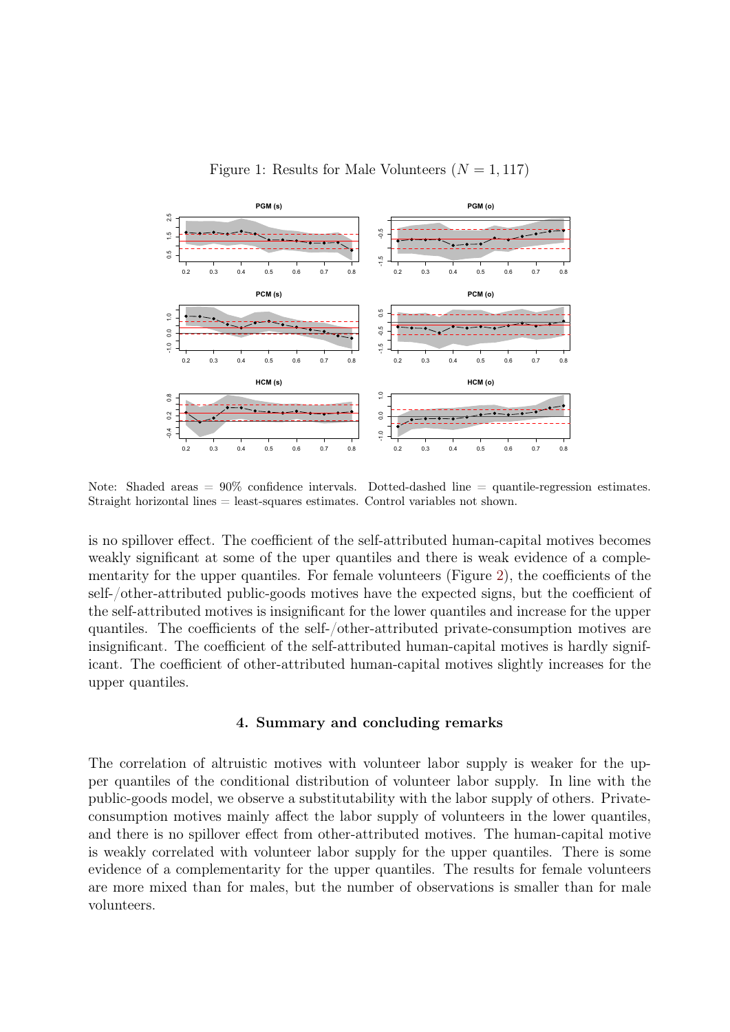Figure 1: Results for Male Volunteers ($N = 1,117$)

Note: Shaded areas = 90% confidence intervals. Dotted-dashed line = quantile-regression estimates. Straight horizontal lines = least-squares estimates. Control variables not shown.

is no spillover effect. The coefficient of the self-attributed human-capital motives becomes weakly significant at some of the uper quantiles and there is weak evidence of a complementarity for the upper quantiles. For female volunteers (Figure 2), the coefficients of the self-/other-attributed public-goods motives have the expected signs, but the coefficient of the self-attributed motives is insignificant for the lower quantiles and increase for the upper quantiles. The coefficients of the self-/other-attributed private-consumption motives are insignificant. The coefficient of the self-attributed human-capital motives is hardly significant. The coefficient of other-attributed human-capital motives slightly increases for the upper quantiles.

## 4. Summary and concluding remarks

The correlation of altruistic motives with volunteer labor supply is weaker for the upper quantiles of the conditional distribution of volunteer labor supply. In line with the public-goods model, we observe a substitutability with the labor supply of others. Private-consumption motives mainly affect the labor supply of volunteers in the lower quantiles, and there is no spillover effect from other-attributed motives. The human-capital motive is weakly correlated with volunteer labor supply for the upper quantiles. There is some evidence of a complementarity for the upper quantiles. The results for female volunteers are more mixed than for males, but the number of observations is smaller than for male volunteers.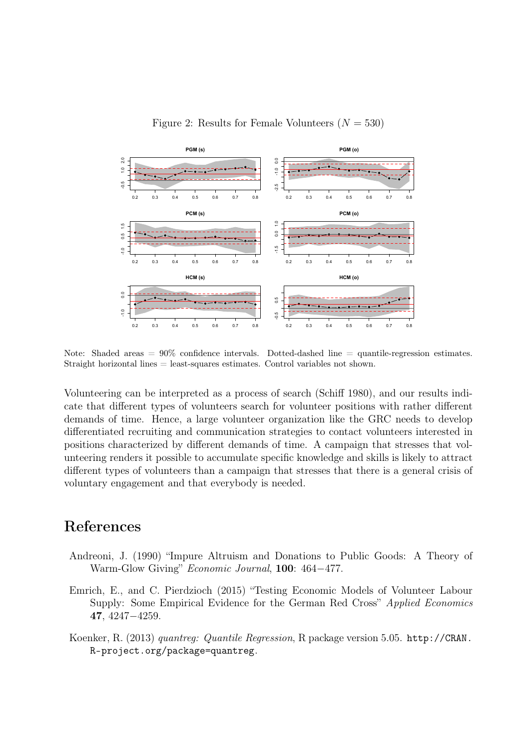Figure 2: Results for Female Volunteers ($N = 530$)

Note: Shaded areas = 90% confidence intervals. Dotted-dashed line = quantile-regression estimates. Straight horizontal lines = least-squares estimates. Control variables not shown.

Volunteering can be interpreted as a process of search (Schiff 1980), and our results indicate that different types of volunteers search for volunteer positions with rather different demands of time. Hence, a large volunteer organization like the GRC needs to develop differentiated recruiting and communication strategies to contact volunteers interested in positions characterized by different demands of time. A campaign that stresses that volunteering renders it possible to accumulate specific knowledge and skills is likely to attract different types of volunteers than a campaign that stresses that there is a general crisis of voluntary engagement and that everybody is needed.

# References

Andreoni, J. (1990) "Impure Altruism and Donations to Public Goods: A Theory of Warm-Glow Giving" *Economic Journal*, **100**: 464−477.

Emrich, E., and C. Pierdzioch (2015) "Testing Economic Models of Volunteer Labour Supply: Some Empirical Evidence for the German Red Cross" *Applied Economics* **47**, 4247−4259.

Koenker, R. (2013) *quantreg: Quantile Regression*, R package version 5.05. `http://CRAN.R-project.org/package=quantreg`.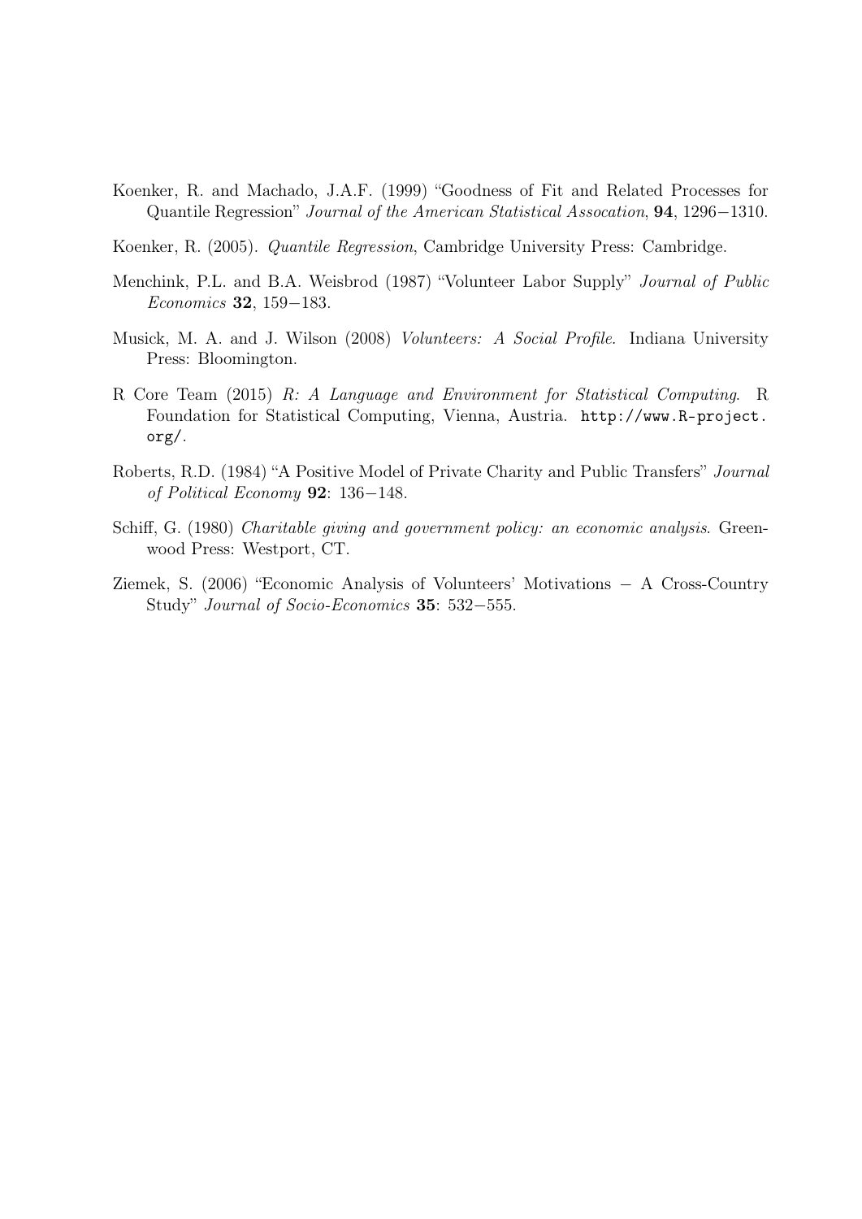Koenker, R. and Machado, J.A.F. (1999) "Goodness of Fit and Related Processes for Quantile Regression" *Journal of the American Statistical Assocation*, **94**, 1296−1310.

Koenker, R. (2005). *Quantile Regression*, Cambridge University Press: Cambridge.

Menchink, P.L. and B.A. Weisbrod (1987) "Volunteer Labor Supply" *Journal of Public Economics* **32**, 159−183.

Musick, M. A. and J. Wilson (2008) *Volunteers: A Social Profile*. Indiana University Press: Bloomington.

R Core Team (2015) *R: A Language and Environment for Statistical Computing*. R Foundation for Statistical Computing, Vienna, Austria. `http://www.R-project.org/`.

Roberts, R.D. (1984) "A Positive Model of Private Charity and Public Transfers" *Journal of Political Economy* **92**: 136−148.

Schiff, G. (1980) *Charitable giving and government policy: an economic analysis*. Greenwood Press: Westport, CT.

Ziemek, S. (2006) "Economic Analysis of Volunteers' Motivations − A Cross-Country Study" *Journal of Socio-Economics* **35**: 532−555.